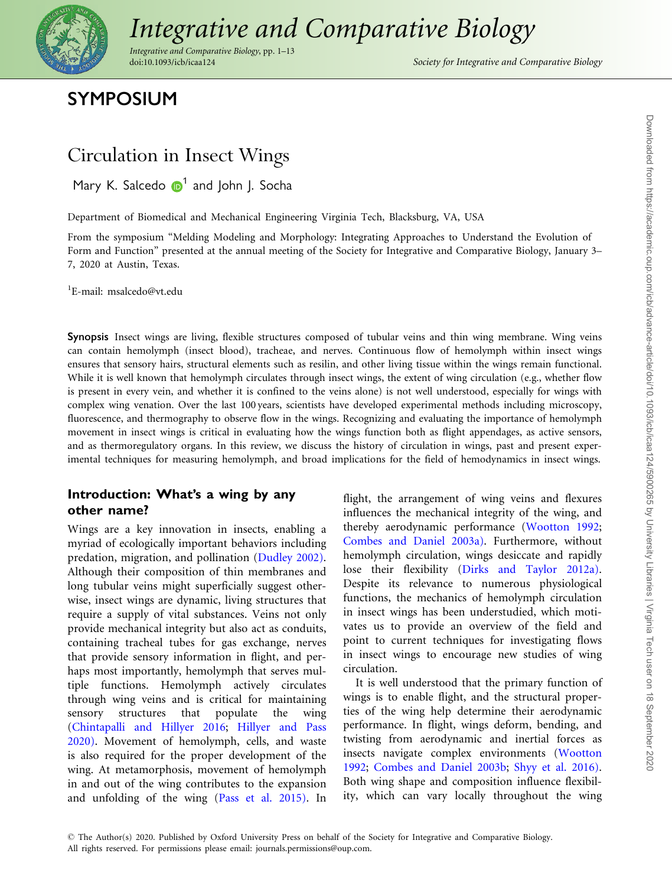# SYMPOSIUM

## Circulation in Insect Wings

Mary K. Salcedo[1] and John J. Socha

Department of Biomedical and Mechanical Engineering Virginia Tech, Blacksburg, VA, USA

From the symposium "Melding Modeling and Morphology: Integrating Approaches to Understand the Evolution of Form and Function" presented at the annual meeting of the Society for Integrative and Comparative Biology, January 3–7, 2020 at Austin, Texas.

[1]E-mail: msalcedo@vt.edu

**Synopsis** Insect wings are living, flexible structures composed of tubular veins and thin wing membrane. Wing veins can contain hemolymph (insect blood), tracheae, and nerves. Continuous flow of hemolymph within insect wings ensures that sensory hairs, structural elements such as resilin, and other living tissue within the wings remain functional. While it is well known that hemolymph circulates through insect wings, the extent of wing circulation (e.g., whether flow is present in every vein, and whether it is confined to the veins alone) is not well understood, especially for wings with complex wing venation. Over the last 100 years, scientists have developed experimental methods including microscopy, fluorescence, and thermography to observe flow in the wings. Recognizing and evaluating the importance of hemolymph movement in insect wings is critical in evaluating how the wings function both as flight appendages, as active sensors, and as thermoregulatory organs. In this review, we discuss the history of circulation in wings, past and present experimental techniques for measuring hemolymph, and broad implications for the field of hemodynamics in insect wings.

## Introduction: What's a wing by any other name?

Wings are a key innovation in insects, enabling a myriad of ecologically important behaviors including predation, migration, and pollination (Dudley 2002). Although their composition of thin membranes and long tubular veins might superficially suggest otherwise, insect wings are dynamic, living structures that require a supply of vital substances. Veins not only provide mechanical integrity but also act as conduits, containing tracheal tubes for gas exchange, nerves that provide sensory information in flight, and perhaps most importantly, hemolymph that serves multiple functions. Hemolymph actively circulates through wing veins and is critical for maintaining sensory structures that populate the wing (Chintapalli and Hillyer 2016; Hillyer and Pass 2020). Movement of hemolymph, cells, and waste is also required for the proper development of the wing. At metamorphosis, movement of hemolymph in and out of the wing contributes to the expansion and unfolding of the wing (Pass et al. 2015). In flight, the arrangement of wing veins and flexures influences the mechanical integrity of the wing, and thereby aerodynamic performance (Wootton 1992; Combes and Daniel 2003a). Furthermore, without hemolymph circulation, wings desiccate and rapidly lose their flexibility (Dirks and Taylor 2012a). Despite its relevance to numerous physiological functions, the mechanics of hemolymph circulation in insect wings has been understudied, which motivates us to provide an overview of the field and point to current techniques for investigating flows in insect wings to encourage new studies of wing circulation.

It is well understood that the primary function of wings is to enable flight, and the structural properties of the wing help determine their aerodynamic performance. In flight, wings deform, bending, and twisting from aerodynamic and inertial forces as insects navigate complex environments (Wootton 1992; Combes and Daniel 2003b; Shyy et al. 2016). Both wing shape and composition influence flexibility, which can vary locally throughout the wing

© The Author(s) 2020. Published by Oxford University Press on behalf of the Society for Integrative and Comparative Biology. All rights reserved. For permissions please email: journals.permissions@oup.com.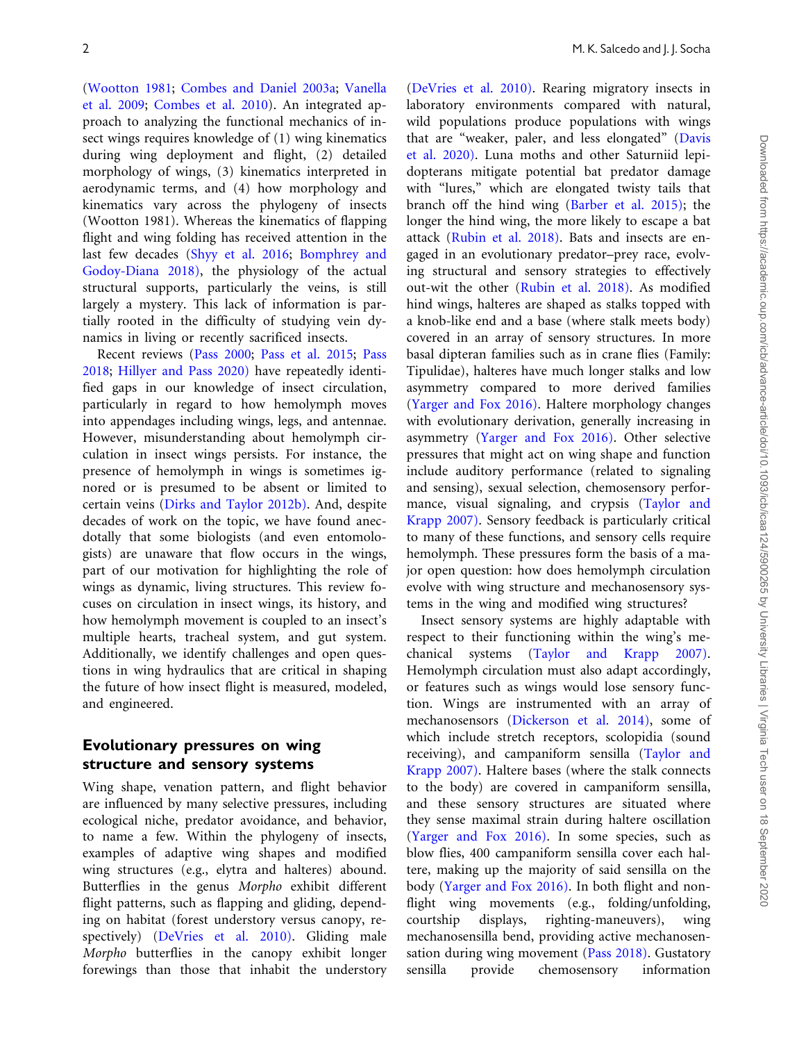(Wootton 1981; Combes and Daniel 2003a; Vanella et al. 2009; Combes et al. 2010). An integrated approach to analyzing the functional mechanics of insect wings requires knowledge of (1) wing kinematics during wing deployment and flight, (2) detailed morphology of wings, (3) kinematics interpreted in aerodynamic terms, and (4) how morphology and kinematics vary across the phylogeny of insects (Wootton 1981). Whereas the kinematics of flapping flight and wing folding has received attention in the last few decades (Shyy et al. 2016; Bomphrey and Godoy-Diana 2018), the physiology of the actual structural supports, particularly the veins, is still largely a mystery. This lack of information is partially rooted in the difficulty of studying vein dynamics in living or recently sacrificed insects.

Recent reviews (Pass 2000; Pass et al. 2015; Pass 2018; Hillyer and Pass 2020) have repeatedly identified gaps in our knowledge of insect circulation, particularly in regard to how hemolymph moves into appendages including wings, legs, and antennae. However, misunderstanding about hemolymph circulation in insect wings persists. For instance, the presence of hemolymph in wings is sometimes ignored or is presumed to be absent or limited to certain veins (Dirks and Taylor 2012b). And, despite decades of work on the topic, we have found anecdotally that some biologists (and even entomologists) are unaware that flow occurs in the wings, part of our motivation for highlighting the role of wings as dynamic, living structures. This review focuses on circulation in insect wings, its history, and how hemolymph movement is coupled to an insect's multiple hearts, tracheal system, and gut system. Additionally, we identify challenges and open questions in wing hydraulics that are critical in shaping the future of how insect flight is measured, modeled, and engineered.

## Evolutionary pressures on wing structure and sensory systems

Wing shape, venation pattern, and flight behavior are influenced by many selective pressures, including ecological niche, predator avoidance, and behavior, to name a few. Within the phylogeny of insects, examples of adaptive wing shapes and modified wing structures (e.g., elytra and halteres) abound. Butterflies in the genus *Morpho* exhibit different flight patterns, such as flapping and gliding, depending on habitat (forest understory versus canopy, respectively) (DeVries et al. 2010). Gliding male *Morpho* butterflies in the canopy exhibit longer forewings than those that inhabit the understory (DeVries et al. 2010). Rearing migratory insects in laboratory environments compared with natural, wild populations produce populations with wings that are "weaker, paler, and less elongated" (Davis et al. 2020). Luna moths and other Saturniid lepidopterans mitigate potential bat predator damage with "lures," which are elongated twisty tails that branch off the hind wing (Barber et al. 2015); the longer the hind wing, the more likely to escape a bat attack (Rubin et al. 2018). Bats and insects are engaged in an evolutionary predator–prey race, evolving structural and sensory strategies to effectively out-wit the other (Rubin et al. 2018). As modified hind wings, halteres are shaped as stalks topped with a knob-like end and a base (where stalk meets body) covered in an array of sensory structures. In more basal dipteran families such as in crane flies (Family: Tipulidae), halteres have much longer stalks and low asymmetry compared to more derived families (Yarger and Fox 2016). Haltere morphology changes with evolutionary derivation, generally increasing in asymmetry (Yarger and Fox 2016). Other selective pressures that might act on wing shape and function include auditory performance (related to signaling and sensing), sexual selection, chemosensory performance, visual signaling, and crypsis (Taylor and Krapp 2007). Sensory feedback is particularly critical to many of these functions, and sensory cells require hemolymph. These pressures form the basis of a major open question: how does hemolymph circulation evolve with wing structure and mechanosensory systems in the wing and modified wing structures?

Insect sensory systems are highly adaptable with respect to their functioning within the wing's mechanical systems (Taylor and Krapp 2007). Hemolymph circulation must also adapt accordingly, or features such as wings would lose sensory function. Wings are instrumented with an array of mechanosensors (Dickerson et al. 2014), some of which include stretch receptors, scolopidia (sound receiving), and campaniform sensilla (Taylor and Krapp 2007). Haltere bases (where the stalk connects to the body) are covered in campaniform sensilla, and these sensory structures are situated where they sense maximal strain during haltere oscillation (Yarger and Fox 2016). In some species, such as blow flies, 400 campaniform sensilla cover each haltere, making up the majority of said sensilla on the body (Yarger and Fox 2016). In both flight and non-flight wing movements (e.g., folding/unfolding, courtship displays, righting-maneuvers), wing mechanosensilla bend, providing active mechanosensation during wing movement (Pass 2018). Gustatory sensilla provide chemosensory information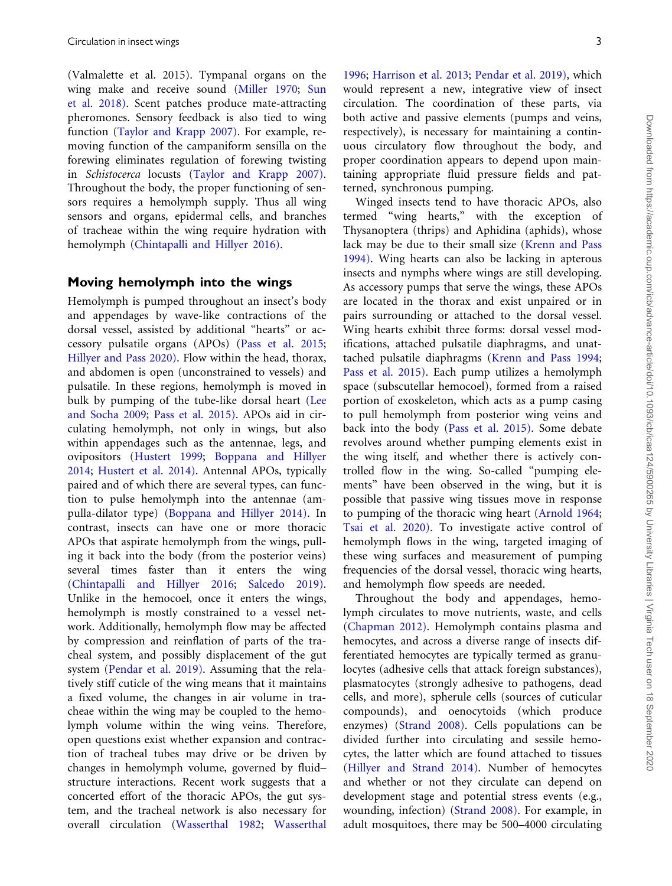(Valmalette et al. 2015). Tympanal organs on the wing make and receive sound (Miller 1970; Sun et al. 2018). Scent patches produce mate-attracting pheromones. Sensory feedback is also tied to wing function (Taylor and Krapp 2007). For example, removing function of the campaniform sensilla on the forewing eliminates regulation of forewing twisting in *Schistocerca* locusts (Taylor and Krapp 2007). Throughout the body, the proper functioning of sensors requires a hemolymph supply. Thus all wing sensors and organs, epidermal cells, and branches of tracheae within the wing require hydration with hemolymph (Chintapalli and Hillyer 2016).

## Moving hemolymph into the wings

Hemolymph is pumped throughout an insect's body and appendages by wave-like contractions of the dorsal vessel, assisted by additional "hearts" or accessory pulsatile organs (APOs) (Pass et al. 2015; Hillyer and Pass 2020). Flow within the head, thorax, and abdomen is open (unconstrained to vessels) and pulsatile. In these regions, hemolymph is moved in bulk by pumping of the tube-like dorsal heart (Lee and Socha 2009; Pass et al. 2015). APOs aid in circulating hemolymph, not only in wings, but also within appendages such as the antennae, legs, and ovipositors (Hustert 1999; Boppana and Hillyer 2014; Hustert et al. 2014). Antennal APOs, typically paired and of which there are several types, can function to pulse hemolymph into the antennae (ampulla-dilator type) (Boppana and Hillyer 2014). In contrast, insects can have one or more thoracic APOs that aspirate hemolymph from the wings, pulling it back into the body (from the posterior veins) several times faster than it enters the wing (Chintapalli and Hillyer 2016; Salcedo 2019). Unlike in the hemocoel, once it enters the wings, hemolymph is mostly constrained to a vessel network. Additionally, hemolymph flow may be affected by compression and reinflation of parts of the tracheal system, and possibly displacement of the gut system (Pendar et al. 2019). Assuming that the relatively stiff cuticle of the wing means that it maintains a fixed volume, the changes in air volume in tracheae within the wing may be coupled to the hemolymph volume within the wing veins. Therefore, open questions exist whether expansion and contraction of tracheal tubes may drive or be driven by changes in hemolymph volume, governed by fluid–structure interactions. Recent work suggests that a concerted effort of the thoracic APOs, the gut system, and the tracheal network is also necessary for overall circulation (Wasserthal 1982; Wasserthal 1996; Harrison et al. 2013; Pendar et al. 2019), which would represent a new, integrative view of insect circulation. The coordination of these parts, via both active and passive elements (pumps and veins, respectively), is necessary for maintaining a continuous circulatory flow throughout the body, and proper coordination appears to depend upon maintaining appropriate fluid pressure fields and patterned, synchronous pumping.

Winged insects tend to have thoracic APOs, also termed "wing hearts," with the exception of Thysanoptera (thrips) and Aphidina (aphids), whose lack may be due to their small size (Krenn and Pass 1994). Wing hearts can also be lacking in apterous insects and nymphs where wings are still developing. As accessory pumps that serve the wings, these APOs are located in the thorax and exist unpaired or in pairs surrounding or attached to the dorsal vessel. Wing hearts exhibit three forms: dorsal vessel modifications, attached pulsatile diaphragms, and unattached pulsatile diaphragms (Krenn and Pass 1994; Pass et al. 2015). Each pump utilizes a hemolymph space (subscutellar hemocoel), formed from a raised portion of exoskeleton, which acts as a pump casing to pull hemolymph from posterior wing veins and back into the body (Pass et al. 2015). Some debate revolves around whether pumping elements exist in the wing itself, and whether there is actively controlled flow in the wing. So-called "pumping elements" have been observed in the wing, but it is possible that passive wing tissues move in response to pumping of the thoracic wing heart (Arnold 1964; Tsai et al. 2020). To investigate active control of hemolymph flows in the wing, targeted imaging of these wing surfaces and measurement of pumping frequencies of the dorsal vessel, thoracic wing hearts, and hemolymph flow speeds are needed.

Throughout the body and appendages, hemolymph circulates to move nutrients, waste, and cells (Chapman 2012). Hemolymph contains plasma and hemocytes, and across a diverse range of insects differentiated hemocytes are typically termed as granulocytes (adhesive cells that attack foreign substances), plasmatocytes (strongly adhesive to pathogens, dead cells, and more), spherule cells (sources of cuticular compounds), and oenocytoids (which produce enzymes) (Strand 2008). Cells populations can be divided further into circulating and sessile hemocytes, the latter which are found attached to tissues (Hillyer and Strand 2014). Number of hemocytes and whether or not they circulate can depend on development stage and potential stress events (e.g., wounding, infection) (Strand 2008). For example, in adult mosquitoes, there may be 500–4000 circulating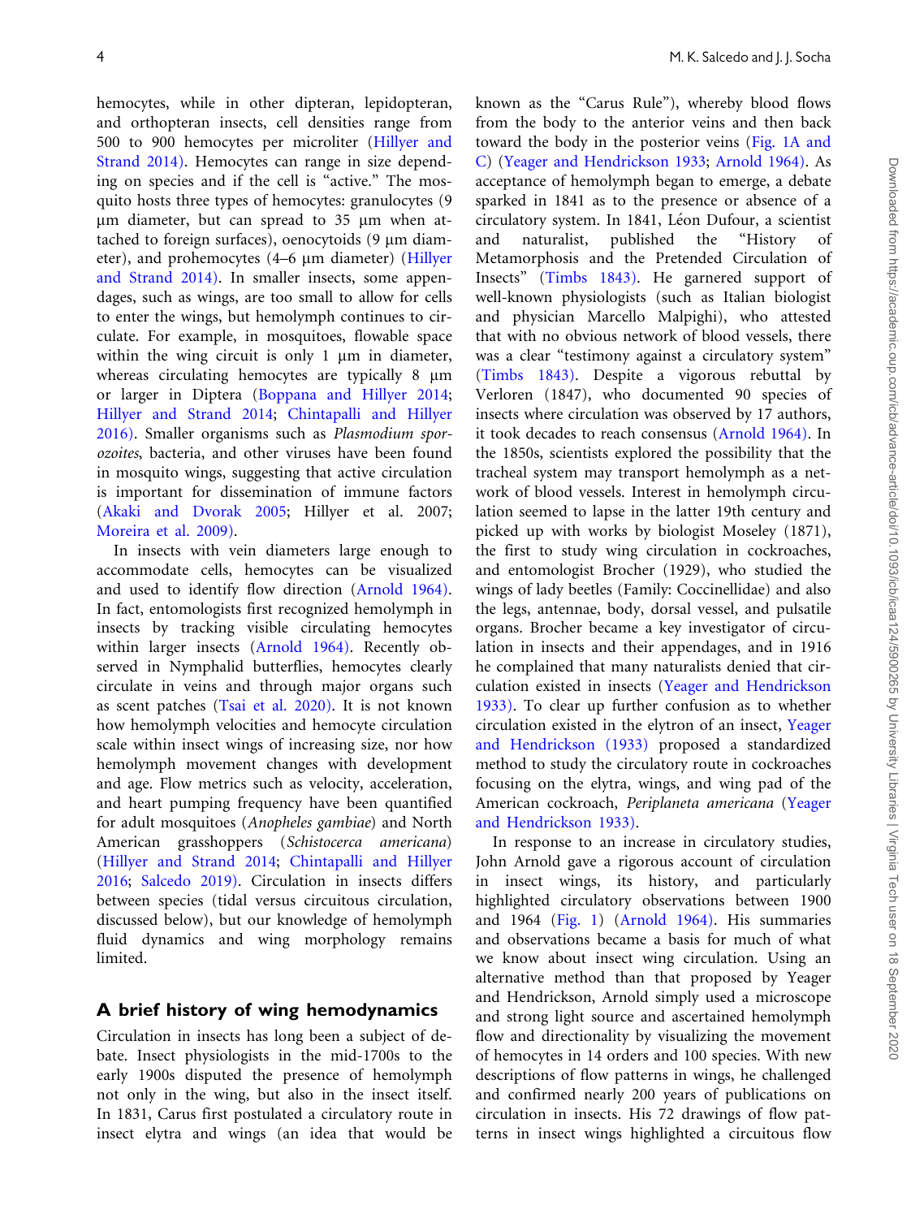hemocytes, while in other dipteran, lepidopteran, and orthopteran insects, cell densities range from 500 to 900 hemocytes per microliter (Hillyer and Strand 2014). Hemocytes can range in size depending on species and if the cell is "active." The mosquito hosts three types of hemocytes: granulocytes (9 µm diameter, but can spread to 35 µm when attached to foreign surfaces), oenocytoids (9 µm diameter), and prohemocytes (4–6 µm diameter) (Hillyer and Strand 2014). In smaller insects, some appendages, such as wings, are too small to allow for cells to enter the wings, but hemolymph continues to circulate. For example, in mosquitoes, flowable space within the wing circuit is only 1 µm in diameter, whereas circulating hemocytes are typically 8 µm or larger in Diptera (Boppana and Hillyer 2014; Hillyer and Strand 2014; Chintapalli and Hillyer 2016). Smaller organisms such as *Plasmodium sporozoites*, bacteria, and other viruses have been found in mosquito wings, suggesting that active circulation is important for dissemination of immune factors (Akaki and Dvorak 2005; Hillyer et al. 2007; Moreira et al. 2009).

In insects with vein diameters large enough to accommodate cells, hemocytes can be visualized and used to identify flow direction (Arnold 1964). In fact, entomologists first recognized hemolymph in insects by tracking visible circulating hemocytes within larger insects (Arnold 1964). Recently observed in Nymphalid butterflies, hemocytes clearly circulate in veins and through major organs such as scent patches (Tsai et al. 2020). It is not known how hemolymph velocities and hemocyte circulation scale within insect wings of increasing size, nor how hemolymph movement changes with development and age. Flow metrics such as velocity, acceleration, and heart pumping frequency have been quantified for adult mosquitoes (*Anopheles gambiae*) and North American grasshoppers (*Schistocerca americana*) (Hillyer and Strand 2014; Chintapalli and Hillyer 2016; Salcedo 2019). Circulation in insects differs between species (tidal versus circuitous circulation, discussed below), but our knowledge of hemolymph fluid dynamics and wing morphology remains limited.

## A brief history of wing hemodynamics

Circulation in insects has long been a subject of debate. Insect physiologists in the mid-1700s to the early 1900s disputed the presence of hemolymph not only in the wing, but also in the insect itself. In 1831, Carus first postulated a circulatory route in insect elytra and wings (an idea that would be known as the "Carus Rule"), whereby blood flows from the body to the anterior veins and then back toward the body in the posterior veins (Fig. 1A and C) (Yeager and Hendrickson 1933; Arnold 1964). As acceptance of hemolymph began to emerge, a debate sparked in 1841 as to the presence or absence of a circulatory system. In 1841, Léon Dufour, a scientist and naturalist, published the "History of Metamorphosis and the Pretended Circulation of Insects" (Timbs 1843). He garnered support of well-known physiologists (such as Italian biologist and physician Marcello Malpighi), who attested that with no obvious network of blood vessels, there was a clear "testimony against a circulatory system" (Timbs 1843). Despite a vigorous rebuttal by Verloren (1847), who documented 90 species of insects where circulation was observed by 17 authors, it took decades to reach consensus (Arnold 1964). In the 1850s, scientists explored the possibility that the tracheal system may transport hemolymph as a network of blood vessels. Interest in hemolymph circulation seemed to lapse in the latter 19th century and picked up with works by biologist Moseley (1871), the first to study wing circulation in cockroaches, and entomologist Brocher (1929), who studied the wings of lady beetles (Family: Coccinellidae) and also the legs, antennae, body, dorsal vessel, and pulsatile organs. Brocher became a key investigator of circulation in insects and their appendages, and in 1916 he complained that many naturalists denied that circulation existed in insects (Yeager and Hendrickson 1933). To clear up further confusion as to whether circulation existed in the elytron of an insect, Yeager and Hendrickson (1933) proposed a standardized method to study the circulatory route in cockroaches focusing on the elytra, wings, and wing pad of the American cockroach, *Periplaneta americana* (Yeager and Hendrickson 1933).

In response to an increase in circulatory studies, John Arnold gave a rigorous account of circulation in insect wings, its history, and particularly highlighted circulatory observations between 1900 and 1964 (Fig. 1) (Arnold 1964). His summaries and observations became a basis for much of what we know about insect wing circulation. Using an alternative method than that proposed by Yeager and Hendrickson, Arnold simply used a microscope and strong light source and ascertained hemolymph flow and directionality by visualizing the movement of hemocytes in 14 orders and 100 species. With new descriptions of flow patterns in wings, he challenged and confirmed nearly 200 years of publications on circulation in insects. His 72 drawings of flow patterns in insect wings highlighted a circuitous flow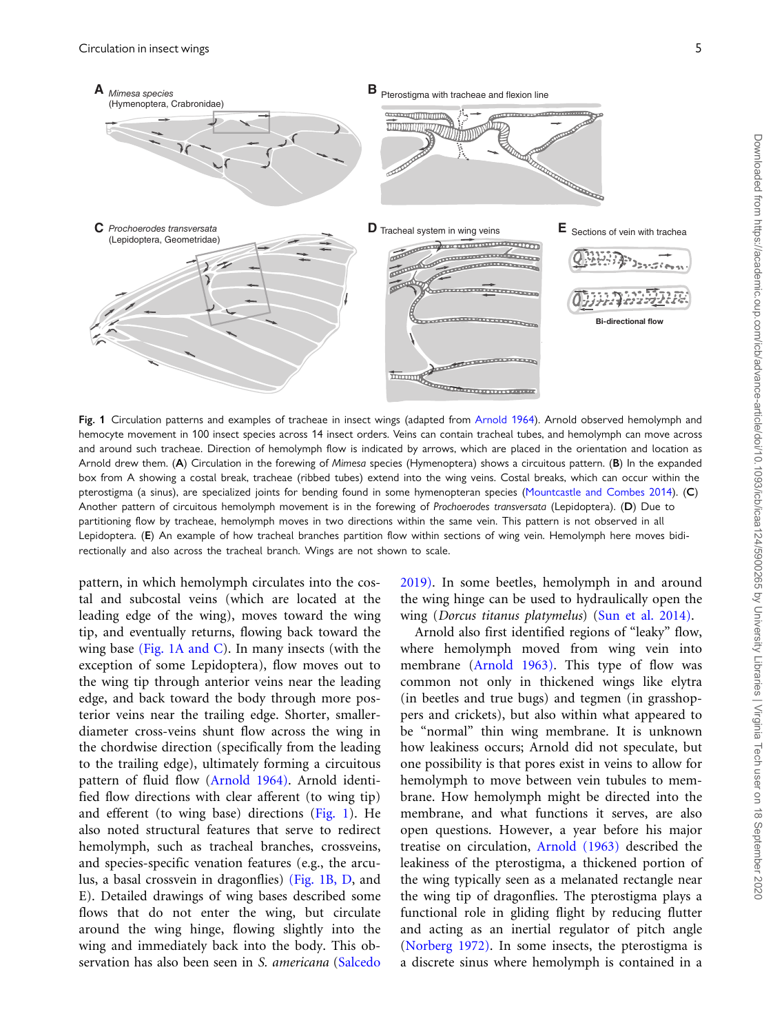Fig. 1 Circulation patterns and examples of tracheae in insect wings (adapted from Arnold 1964). Arnold observed hemolymph and hemocyte movement in 100 insect species across 14 insect orders. Veins can contain tracheal tubes, and hemolymph can move across and around such tracheae. Direction of hemolymph flow is indicated by arrows, which are placed in the orientation and location as Arnold drew them. (**A**) Circulation in the forewing of *Mimesa* species (Hymenoptera) shows a circuitous pattern. (**B**) In the expanded box from A showing a costal break, tracheae (ribbed tubes) extend into the wing veins. Costal breaks, which can occur within the pterostigma (a sinus), are specialized joints for bending found in some hymenopteran species (Mountcastle and Combes 2014). (**C**) Another pattern of circuitous hemolymph movement is in the forewing of *Prochoerodes transversata* (Lepidoptera). (**D**) Due to partitioning flow by tracheae, hemolymph moves in two directions within the same vein. This pattern is not observed in all Lepidoptera. (**E**) An example of how tracheal branches partition flow within sections of wing vein. Hemolymph here moves bidirectionally and also across the tracheal branch. Wings are not shown to scale.

pattern, in which hemolymph circulates into the costal and subcostal veins (which are located at the leading edge of the wing), moves toward the wing tip, and eventually returns, flowing back toward the wing base (Fig. 1A and C). In many insects (with the exception of some Lepidoptera), flow moves out to the wing tip through anterior veins near the leading edge, and back toward the body through more posterior veins near the trailing edge. Shorter, smaller-diameter cross-veins shunt flow across the wing in the chordwise direction (specifically from the leading to the trailing edge), ultimately forming a circuitous pattern of fluid flow (Arnold 1964). Arnold identified flow directions with clear afferent (to wing tip) and efferent (to wing base) directions (Fig. 1). He also noted structural features that serve to redirect hemolymph, such as tracheal branches, crossveins, and species-specific venation features (e.g., the arculus, a basal crossvein in dragonflies) (Fig. 1B, D, and E). Detailed drawings of wing bases described some flows that do not enter the wing, but circulate around the wing hinge, flowing slightly into the wing and immediately back into the body. This observation has also been seen in *S. americana* (Salcedo 2019). In some beetles, hemolymph in and around the wing hinge can be used to hydraulically open the wing (*Dorcus titanus platymelus*) (Sun et al. 2014).

Arnold also first identified regions of "leaky" flow, where hemolymph moved from wing vein into membrane (Arnold 1963). This type of flow was common not only in thickened wings like elytra (in beetles and true bugs) and tegmen (in grasshoppers and crickets), but also within what appeared to be "normal" thin wing membrane. It is unknown how leakiness occurs; Arnold did not speculate, but one possibility is that pores exist in veins to allow for hemolymph to move between vein tubules to membrane. How hemolymph might be directed into the membrane, and what functions it serves, are also open questions. However, a year before his major treatise on circulation, Arnold (1963) described the leakiness of the pterostigma, a thickened portion of the wing typically seen as a melanated rectangle near the wing tip of dragonflies. The pterostigma plays a functional role in gliding flight by reducing flutter and acting as an inertial regulator of pitch angle (Norberg 1972). In some insects, the pterostigma is a discrete sinus where hemolymph is contained in a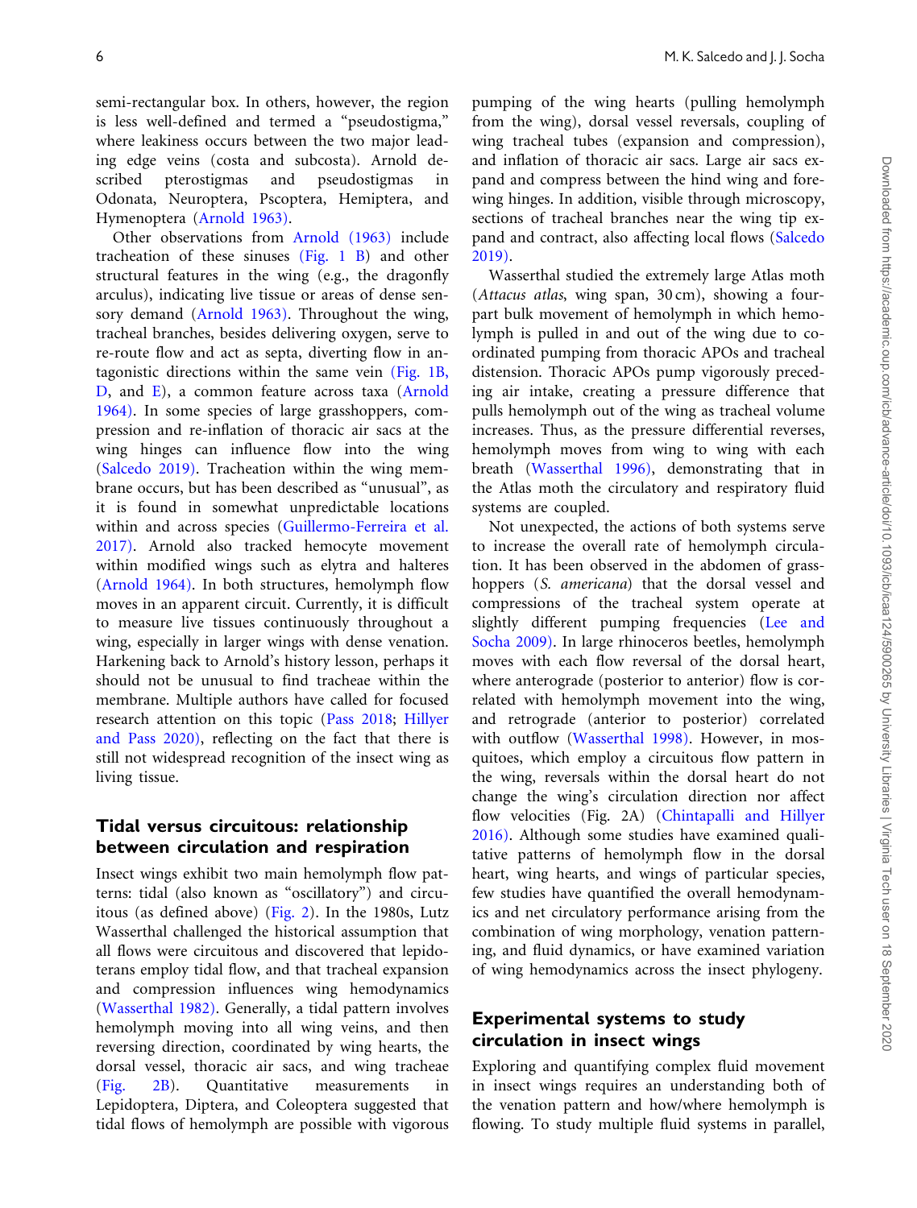semi-rectangular box. In others, however, the region is less well-defined and termed a "pseudostigma," where leakiness occurs between the two major leading edge veins (costa and subcosta). Arnold described pterostigmas and pseudostigmas in Odonata, Neuroptera, Pscoptera, Hemiptera, and Hymenoptera (Arnold 1963).

Other observations from Arnold (1963) include tracheation of these sinuses (Fig. 1 B) and other structural features in the wing (e.g., the dragonfly arculus), indicating live tissue or areas of dense sensory demand (Arnold 1963). Throughout the wing, tracheal branches, besides delivering oxygen, serve to re-route flow and act as septa, diverting flow in antagonistic directions within the same vein (Fig. 1B, D, and E), a common feature across taxa (Arnold 1964). In some species of large grasshoppers, compression and re-inflation of thoracic air sacs at the wing hinges can influence flow into the wing (Salcedo 2019). Tracheation within the wing membrane occurs, but has been described as "unusual", as it is found in somewhat unpredictable locations within and across species (Guillermo-Ferreira et al. 2017). Arnold also tracked hemocyte movement within modified wings such as elytra and halteres (Arnold 1964). In both structures, hemolymph flow moves in an apparent circuit. Currently, it is difficult to measure live tissues continuously throughout a wing, especially in larger wings with dense venation. Harkening back to Arnold's history lesson, perhaps it should not be unusual to find tracheae within the membrane. Multiple authors have called for focused research attention on this topic (Pass 2018; Hillyer and Pass 2020), reflecting on the fact that there is still not widespread recognition of the insect wing as living tissue.

## Tidal versus circuitous: relationship between circulation and respiration

Insect wings exhibit two main hemolymph flow patterns: tidal (also known as "oscillatory") and circuitous (as defined above) (Fig. 2). In the 1980s, Lutz Wasserthal challenged the historical assumption that all flows were circuitous and discovered that lepidopterans employ tidal flow, and that tracheal expansion and compression influences wing hemodynamics (Wasserthal 1982). Generally, a tidal pattern involves hemolymph moving into all wing veins, and then reversing direction, coordinated by wing hearts, the dorsal vessel, thoracic air sacs, and wing tracheae (Fig. 2B). Quantitative measurements in Lepidoptera, Diptera, and Coleoptera suggested that tidal flows of hemolymph are possible with vigorous pumping of the wing hearts (pulling hemolymph from the wing), dorsal vessel reversals, coupling of wing tracheal tubes (expansion and compression), and inflation of thoracic air sacs. Large air sacs expand and compress between the hind wing and forewing hinges. In addition, visible through microscopy, sections of tracheal branches near the wing tip expand and contract, also affecting local flows (Salcedo 2019).

Wasserthal studied the extremely large Atlas moth (*Attacus atlas*, wing span, 30 cm), showing a four-part bulk movement of hemolymph in which hemolymph is pulled in and out of the wing due to coordinated pumping from thoracic APOs and tracheal distension. Thoracic APOs pump vigorously preceding air intake, creating a pressure difference that pulls hemolymph out of the wing as tracheal volume increases. Thus, as the pressure differential reverses, hemolymph moves from wing to wing with each breath (Wasserthal 1996), demonstrating that in the Atlas moth the circulatory and respiratory fluid systems are coupled.

Not unexpected, the actions of both systems serve to increase the overall rate of hemolymph circulation. It has been observed in the abdomen of grasshoppers (*S. americana*) that the dorsal vessel and compressions of the tracheal system operate at slightly different pumping frequencies (Lee and Socha 2009). In large rhinoceros beetles, hemolymph moves with each flow reversal of the dorsal heart, where anterograde (posterior to anterior) flow is correlated with hemolymph movement into the wing, and retrograde (anterior to posterior) correlated with outflow (Wasserthal 1998). However, in mosquitoes, which employ a circuitous flow pattern in the wing, reversals within the dorsal heart do not change the wing's circulation direction nor affect flow velocities (Fig. 2A) (Chintapalli and Hillyer 2016). Although some studies have examined qualitative patterns of hemolymph flow in the dorsal heart, wing hearts, and wings of particular species, few studies have quantified the overall hemodynamics and net circulatory performance arising from the combination of wing morphology, venation patterning, and fluid dynamics, or have examined variation of wing hemodynamics across the insect phylogeny.

## Experimental systems to study circulation in insect wings

Exploring and quantifying complex fluid movement in insect wings requires an understanding both of the venation pattern and how/where hemolymph is flowing. To study multiple fluid systems in parallel,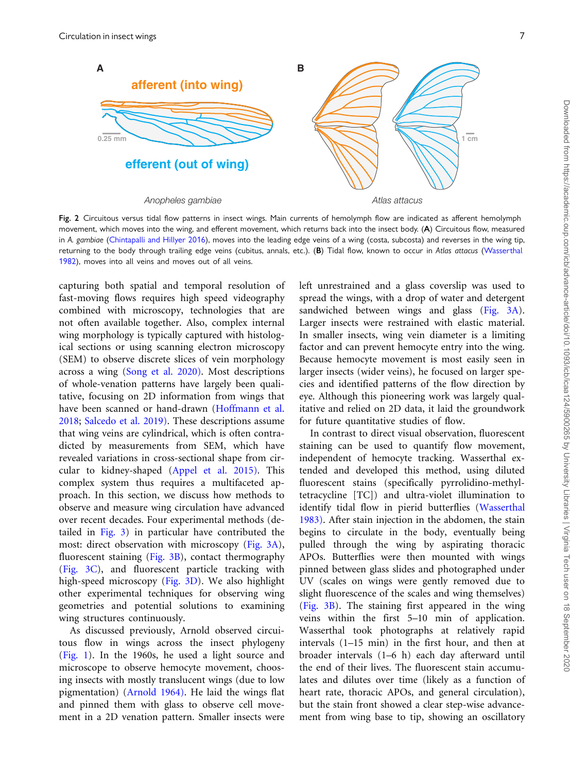Fig. 2 Circuitous versus tidal flow patterns in insect wings. Main currents of hemolymph flow are indicated as afferent hemolymph movement, which moves into the wing, and efferent movement, which returns back into the insect body. (**A**) Circuitous flow, measured in *A. gambiae* (Chintapalli and Hillyer 2016), moves into the leading edge veins of a wing (costa, subcosta) and reverses in the wing tip, returning to the body through trailing edge veins (cubitus, annals, etc.). (**B**) Tidal flow, known to occur in *Atlas attacus* (Wasserthal 1982), moves into all veins and moves out of all veins.

capturing both spatial and temporal resolution of fast-moving flows requires high speed videography combined with microscopy, technologies that are not often available together. Also, complex internal wing morphology is typically captured with histological sections or using scanning electron microscopy (SEM) to observe discrete slices of vein morphology across a wing (Song et al. 2020). Most descriptions of whole-venation patterns have largely been qualitative, focusing on 2D information from wings that have been scanned or hand-drawn (Hoffmann et al. 2018; Salcedo et al. 2019). These descriptions assume that wing veins are cylindrical, which is often contradicted by measurements from SEM, which have revealed variations in cross-sectional shape from circular to kidney-shaped (Appel et al. 2015). This complex system thus requires a multifaceted approach. In this section, we discuss how methods to observe and measure wing circulation have advanced over recent decades. Four experimental methods (detailed in Fig. 3) in particular have contributed the most: direct observation with microscopy (Fig. 3A), fluorescent staining (Fig. 3B), contact thermography (Fig. 3C), and fluorescent particle tracking with high-speed microscopy (Fig. 3D). We also highlight other experimental techniques for observing wing geometries and potential solutions to examining wing structures continuously.

As discussed previously, Arnold observed circuitous flow in wings across the insect phylogeny (Fig. 1). In the 1960s, he used a light source and microscope to observe hemocyte movement, choosing insects with mostly translucent wings (due to low pigmentation) (Arnold 1964). He laid the wings flat and pinned them with glass to observe cell movement in a 2D venation pattern. Smaller insects were left unrestrained and a glass coverslip was used to spread the wings, with a drop of water and detergent sandwiched between wings and glass (Fig. 3A). Larger insects were restrained with elastic material. In smaller insects, wing vein diameter is a limiting factor and can prevent hemocyte entry into the wing. Because hemocyte movement is most easily seen in larger insects (wider veins), he focused on larger species and identified patterns of the flow direction by eye. Although this pioneering work was largely qualitative and relied on 2D data, it laid the groundwork for future quantitative studies of flow.

In contrast to direct visual observation, fluorescent staining can be used to quantify flow movement, independent of hemocyte tracking. Wasserthal extended and developed this method, using diluted fluorescent stains (specifically pyrrolidino-methyl-tetracycline [TC]) and ultra-violet illumination to identify tidal flow in pierid butterflies (Wasserthal 1983). After stain injection in the abdomen, the stain begins to circulate in the body, eventually being pulled through the wing by aspirating thoracic APOs. Butterflies were then mounted with wings pinned between glass slides and photographed under UV (scales on wings were gently removed due to slight fluorescence of the scales and wing themselves) (Fig. 3B). The staining first appeared in the wing veins within the first 5–10 min of application. Wasserthal took photographs at relatively rapid intervals (1–15 min) in the first hour, and then at broader intervals (1–6 h) each day afterward until the end of their lives. The fluorescent stain accumulates and dilutes over time (likely as a function of heart rate, thoracic APOs, and general circulation), but the stain front showed a clear step-wise advancement from wing base to tip, showing an oscillatory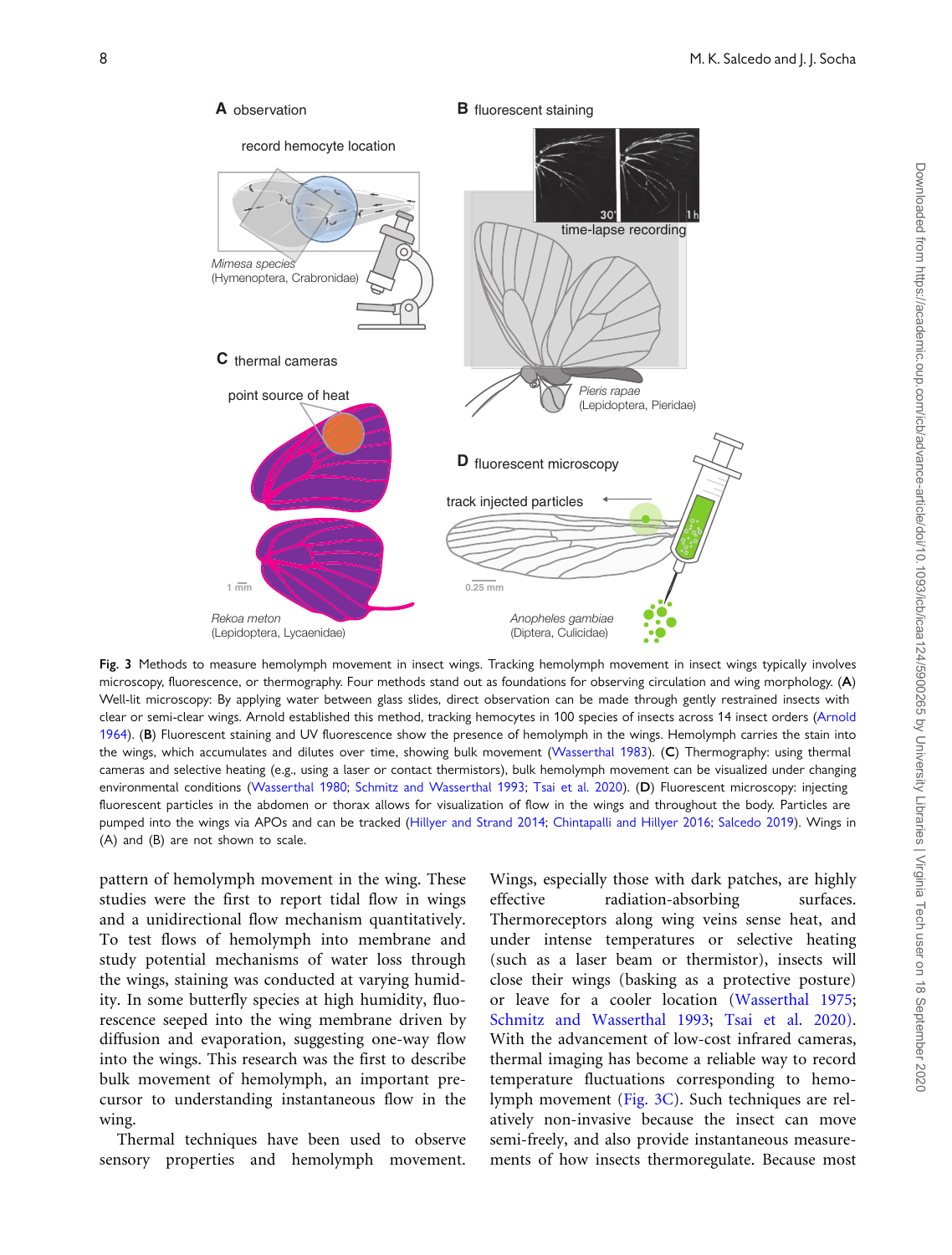**Fig. 3** Methods to measure hemolymph movement in insect wings. Tracking hemolymph movement in insect wings typically involves microscopy, fluorescence, or thermography. Four methods stand out as foundations for observing circulation and wing morphology. (**A**) Well-lit microscopy: By applying water between glass slides, direct observation can be made through gently restrained insects with clear or semi-clear wings. Arnold established this method, tracking hemocytes in 100 species of insects across 14 insect orders (Arnold 1964). (**B**) Fluorescent staining and UV fluorescence show the presence of hemolymph in the wings. Hemolymph carries the stain into the wings, which accumulates and dilutes over time, showing bulk movement (Wasserthal 1983). (**C**) Thermography: using thermal cameras and selective heating (e.g., using a laser or contact thermistors), bulk hemolymph movement can be visualized under changing environmental conditions (Wasserthal 1980; Schmitz and Wasserthal 1993; Tsai et al. 2020). (**D**) Fluorescent microscopy: injecting fluorescent particles in the abdomen or thorax allows for visualization of flow in the wings and throughout the body. Particles are pumped into the wings via APOs and can be tracked (Hillyer and Strand 2014; Chintapalli and Hillyer 2016; Salcedo 2019). Wings in (A) and (B) are not shown to scale.

pattern of hemolymph movement in the wing. These studies were the first to report tidal flow in wings and a unidirectional flow mechanism quantitatively. To test flows of hemolymph into membrane and study potential mechanisms of water loss through the wings, staining was conducted at varying humidity. In some butterfly species at high humidity, fluorescence seeped into the wing membrane driven by diffusion and evaporation, suggesting one-way flow into the wings. This research was the first to describe bulk movement of hemolymph, an important precursor to understanding instantaneous flow in the wing.

Thermal techniques have been used to observe sensory properties and hemolymph movement. Wings, especially those with dark patches, are highly effective radiation-absorbing surfaces. Thermoreceptors along wing veins sense heat, and under intense temperatures or selective heating (such as a laser beam or thermistor), insects will close their wings (basking as a protective posture) or leave for a cooler location (Wasserthal 1975; Schmitz and Wasserthal 1993; Tsai et al. 2020). With the advancement of low-cost infrared cameras, thermal imaging has become a reliable way to record temperature fluctuations corresponding to hemolymph movement (Fig. 3C). Such techniques are relatively non-invasive because the insect can move semi-freely, and also provide instantaneous measurements of how insects thermoregulate. Because most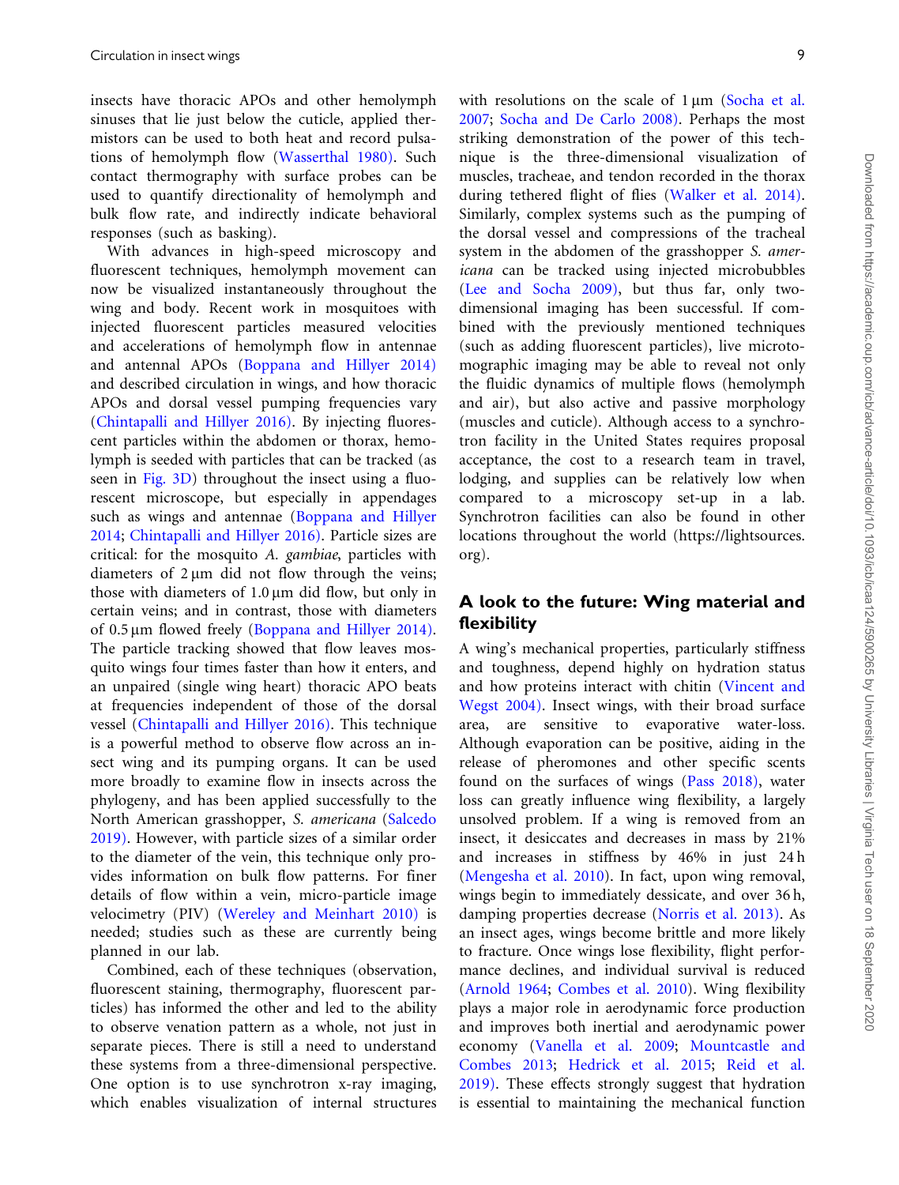insects have thoracic APOs and other hemolymph sinuses that lie just below the cuticle, applied thermistors can be used to both heat and record pulsations of hemolymph flow (Wasserthal 1980). Such contact thermography with surface probes can be used to quantify directionality of hemolymph and bulk flow rate, and indirectly indicate behavioral responses (such as basking).

With advances in high-speed microscopy and fluorescent techniques, hemolymph movement can now be visualized instantaneously throughout the wing and body. Recent work in mosquitoes with injected fluorescent particles measured velocities and accelerations of hemolymph flow in antennae and antennal APOs (Boppana and Hillyer 2014) and described circulation in wings, and how thoracic APOs and dorsal vessel pumping frequencies vary (Chintapalli and Hillyer 2016). By injecting fluorescent particles within the abdomen or thorax, hemolymph is seeded with particles that can be tracked (as seen in Fig. 3D) throughout the insect using a fluorescent microscope, but especially in appendages such as wings and antennae (Boppana and Hillyer 2014; Chintapalli and Hillyer 2016). Particle sizes are critical: for the mosquito *A. gambiae*, particles with diameters of 2 µm did not flow through the veins; those with diameters of 1.0 µm did flow, but only in certain veins; and in contrast, those with diameters of 0.5 µm flowed freely (Boppana and Hillyer 2014). The particle tracking showed that flow leaves mosquito wings four times faster than how it enters, and an unpaired (single wing heart) thoracic APO beats at frequencies independent of those of the dorsal vessel (Chintapalli and Hillyer 2016). This technique is a powerful method to observe flow across an insect wing and its pumping organs. It can be used more broadly to examine flow in insects across the phylogeny, and has been applied successfully to the North American grasshopper, *S. americana* (Salcedo 2019). However, with particle sizes of a similar order to the diameter of the vein, this technique only provides information on bulk flow patterns. For finer details of flow within a vein, micro-particle image velocimetry (PIV) (Wereley and Meinhart 2010) is needed; studies such as these are currently being planned in our lab.

Combined, each of these techniques (observation, fluorescent staining, thermography, fluorescent particles) has informed the other and led to the ability to observe venation pattern as a whole, not just in separate pieces. There is still a need to understand these systems from a three-dimensional perspective. One option is to use synchrotron x-ray imaging, which enables visualization of internal structures with resolutions on the scale of 1 µm (Socha et al. 2007; Socha and De Carlo 2008). Perhaps the most striking demonstration of the power of this technique is the three-dimensional visualization of muscles, tracheae, and tendon recorded in the thorax during tethered flight of flies (Walker et al. 2014). Similarly, complex systems such as the pumping of the dorsal vessel and compressions of the tracheal system in the abdomen of the grasshopper *S. americana* can be tracked using injected microbubbles (Lee and Socha 2009), but thus far, only two-dimensional imaging has been successful. If combined with the previously mentioned techniques (such as adding fluorescent particles), live microtomographic imaging may be able to reveal not only the fluidic dynamics of multiple flows (hemolymph and air), but also active and passive morphology (muscles and cuticle). Although access to a synchrotron facility in the United States requires proposal acceptance, the cost to a research team in travel, lodging, and supplies can be relatively low when compared to a microscopy set-up in a lab. Synchrotron facilities can also be found in other locations throughout the world (https://lightsources.org).

## A look to the future: Wing material and flexibility

A wing's mechanical properties, particularly stiffness and toughness, depend highly on hydration status and how proteins interact with chitin (Vincent and Wegst 2004). Insect wings, with their broad surface area, are sensitive to evaporative water-loss. Although evaporation can be positive, aiding in the release of pheromones and other specific scents found on the surfaces of wings (Pass 2018), water loss can greatly influence wing flexibility, a largely unsolved problem. If a wing is removed from an insect, it desiccates and decreases in mass by 21% and increases in stiffness by 46% in just 24 h (Mengesha et al. 2010). In fact, upon wing removal, wings begin to immediately dessicate, and over 36 h, damping properties decrease (Norris et al. 2013). As an insect ages, wings become brittle and more likely to fracture. Once wings lose flexibility, flight performance declines, and individual survival is reduced (Arnold 1964; Combes et al. 2010). Wing flexibility plays a major role in aerodynamic force production and improves both inertial and aerodynamic power economy (Vanella et al. 2009; Mountcastle and Combes 2013; Hedrick et al. 2015; Reid et al. 2019). These effects strongly suggest that hydration is essential to maintaining the mechanical function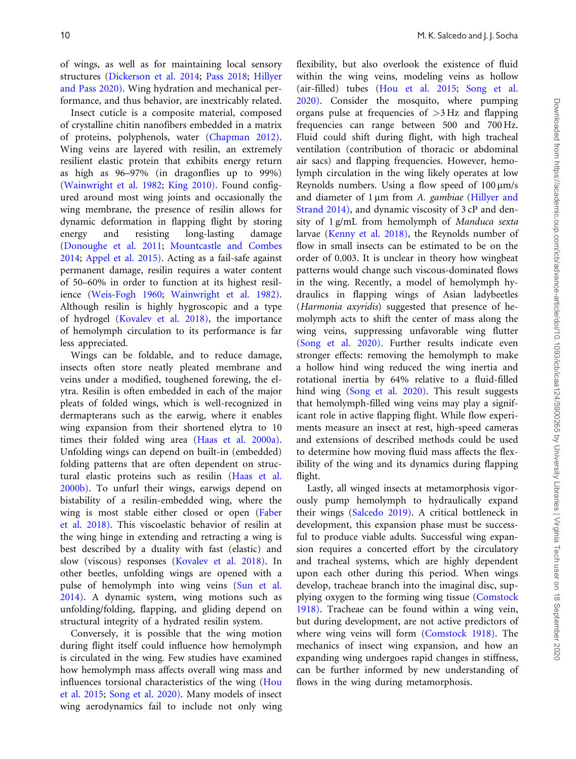of wings, as well as for maintaining local sensory structures (Dickerson et al. 2014; Pass 2018; Hillyer and Pass 2020). Wing hydration and mechanical performance, and thus behavior, are inextricably related.

Insect cuticle is a composite material, composed of crystalline chitin nanofibers embedded in a matrix of proteins, polyphenols, water (Chapman 2012). Wing veins are layered with resilin, an extremely resilient elastic protein that exhibits energy return as high as 96–97% (in dragonflies up to 99%) (Wainwright et al. 1982; King 2010). Found configured around most wing joints and occasionally the wing membrane, the presence of resilin allows for dynamic deformation in flapping flight by storing energy and resisting long-lasting damage (Donoughe et al. 2011; Mountcastle and Combes 2014; Appel et al. 2015). Acting as a fail-safe against permanent damage, resilin requires a water content of 50–60% in order to function at its highest resilience (Weis-Fogh 1960; Wainwright et al. 1982). Although resilin is highly hygroscopic and a type of hydrogel (Kovalev et al. 2018), the importance of hemolymph circulation to its performance is far less appreciated.

Wings can be foldable, and to reduce damage, insects often store neatly pleated membrane and veins under a modified, toughened forewing, the elytra. Resilin is often embedded in each of the major pleats of folded wings, which is well-recognized in dermapterans such as the earwig, where it enables wing expansion from their shortened elytra to 10 times their folded wing area (Haas et al. 2000a). Unfolding wings can depend on built-in (embedded) folding patterns that are often dependent on structural elastic proteins such as resilin (Haas et al. 2000b). To unfurl their wings, earwigs depend on bistability of a resilin-embedded wing, where the wing is most stable either closed or open (Faber et al. 2018). This viscoelastic behavior of resilin at the wing hinge in extending and retracting a wing is best described by a duality with fast (elastic) and slow (viscous) responses (Kovalev et al. 2018). In other beetles, unfolding wings are opened with a pulse of hemolymph into wing veins (Sun et al. 2014). A dynamic system, wing motions such as unfolding/folding, flapping, and gliding depend on structural integrity of a hydrated resilin system.

Conversely, it is possible that the wing motion during flight itself could influence how hemolymph is circulated in the wing. Few studies have examined how hemolymph mass affects overall wing mass and influences torsional characteristics of the wing (Hou et al. 2015; Song et al. 2020). Many models of insect wing aerodynamics fail to include not only wing flexibility, but also overlook the existence of fluid within the wing veins, modeling veins as hollow (air-filled) tubes (Hou et al. 2015; Song et al. 2020). Consider the mosquito, where pumping organs pulse at frequencies of >3 Hz and flapping frequencies can range between 500 and 700 Hz. Fluid could shift during flight, with high tracheal ventilation (contribution of thoracic or abdominal air sacs) and flapping frequencies. However, hemolymph circulation in the wing likely operates at low Reynolds numbers. Using a flow speed of 100 μm/s and diameter of 1 μm from *A. gambiae* (Hillyer and Strand 2014), and dynamic viscosity of 3 cP and density of 1 g/mL from hemolymph of *Manduca sexta* larvae (Kenny et al. 2018), the Reynolds number of flow in small insects can be estimated to be on the order of 0.003. It is unclear in theory how wingbeat patterns would change such viscous-dominated flows in the wing. Recently, a model of hemolymph hydraulics in flapping wings of Asian ladybeetles (*Harmonia axyridis*) suggested that presence of hemolymph acts to shift the center of mass along the wing veins, suppressing unfavorable wing flutter (Song et al. 2020). Further results indicate even stronger effects: removing the hemolymph to make a hollow hind wing reduced the wing inertia and rotational inertia by 64% relative to a fluid-filled hind wing (Song et al. 2020). This result suggests that hemolymph-filled wing veins may play a significant role in active flapping flight. While flow experiments measure an insect at rest, high-speed cameras and extensions of described methods could be used to determine how moving fluid mass affects the flexibility of the wing and its dynamics during flapping flight.

Lastly, all winged insects at metamorphosis vigorously pump hemolymph to hydraulically expand their wings (Salcedo 2019). A critical bottleneck in development, this expansion phase must be successful to produce viable adults. Successful wing expansion requires a concerted effort by the circulatory and tracheal systems, which are highly dependent upon each other during this period. When wings develop, tracheae branch into the imaginal disc, supplying oxygen to the forming wing tissue (Comstock 1918). Tracheae can be found within a wing vein, but during development, are not active predictors of where wing veins will form (Comstock 1918). The mechanics of insect wing expansion, and how an expanding wing undergoes rapid changes in stiffness, can be further informed by new understanding of flows in the wing during metamorphosis.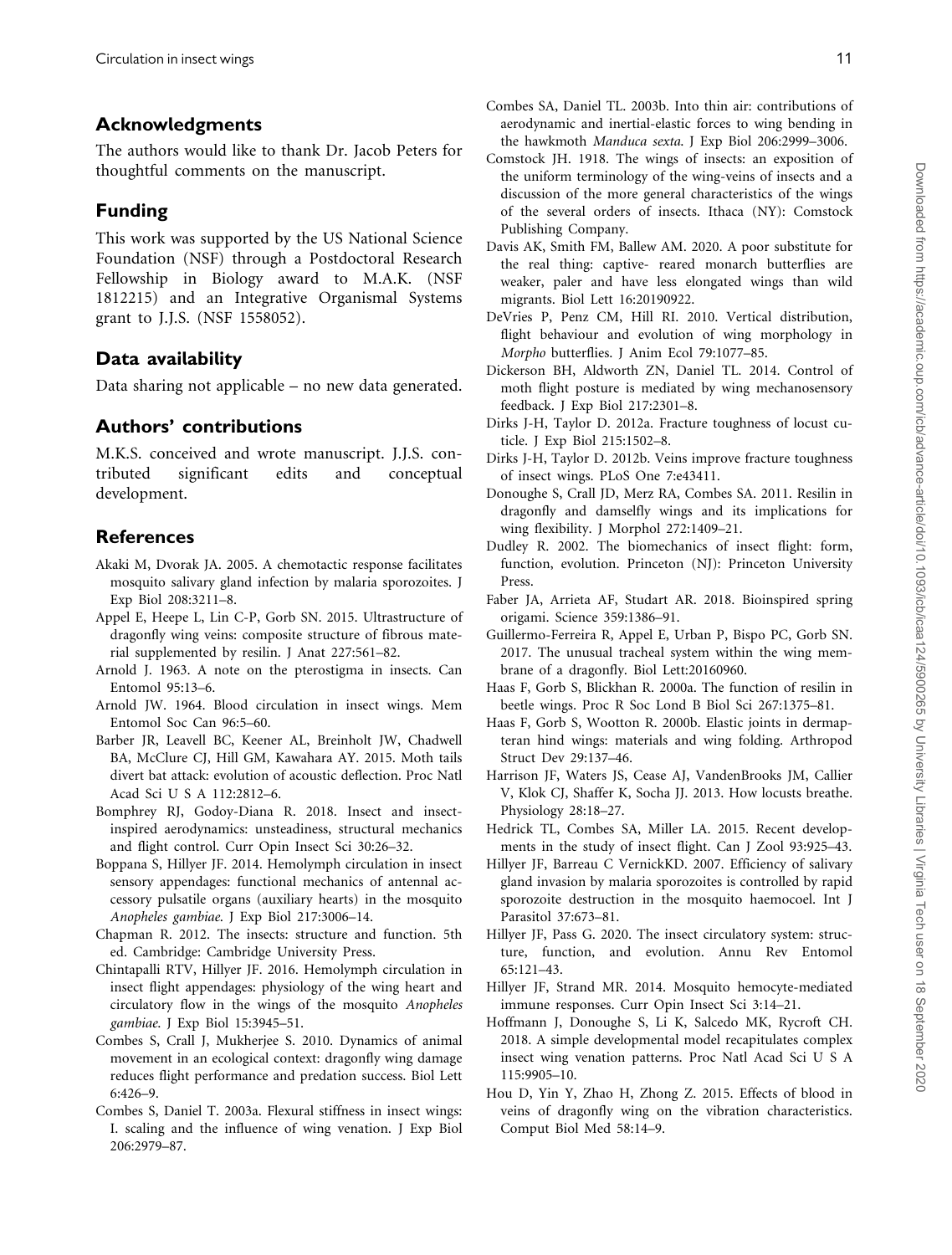## Acknowledgments

The authors would like to thank Dr. Jacob Peters for thoughtful comments on the manuscript.

## Funding

This work was supported by the US National Science Foundation (NSF) through a Postdoctoral Research Fellowship in Biology award to M.A.K. (NSF 1812215) and an Integrative Organismal Systems grant to J.J.S. (NSF 1558052).

## Data availability

Data sharing not applicable – no new data generated.

## Authors' contributions

M.K.S. conceived and wrote manuscript. J.J.S. contributed significant edits and conceptual development.

## References

Akaki M, Dvorak JA. 2005. A chemotactic response facilitates mosquito salivary gland infection by malaria sporozoites. J Exp Biol 208:3211–8.

Appel E, Heepe L, Lin C-P, Gorb SN. 2015. Ultrastructure of dragonfly wing veins: composite structure of fibrous material supplemented by resilin. J Anat 227:561–82.

Arnold J. 1963. A note on the pterostigma in insects. Can Entomol 95:13–6.

Arnold JW. 1964. Blood circulation in insect wings. Mem Entomol Soc Can 96:5–60.

Barber JR, Leavell BC, Keener AL, Breinholt JW, Chadwell BA, McClure CJ, Hill GM, Kawahara AY. 2015. Moth tails divert bat attack: evolution of acoustic deflection. Proc Natl Acad Sci U S A 112:2812–6.

Bomphrey RJ, Godoy-Diana R. 2018. Insect and insect-inspired aerodynamics: unsteadiness, structural mechanics and flight control. Curr Opin Insect Sci 30:26–32.

Boppana S, Hillyer JF. 2014. Hemolymph circulation in insect sensory appendages: functional mechanics of antennal accessory pulsatile organs (auxiliary hearts) in the mosquito *Anopheles gambiae*. J Exp Biol 217:3006–14.

Chapman R. 2012. The insects: structure and function. 5th ed. Cambridge: Cambridge University Press.

Chintapalli RTV, Hillyer JF. 2016. Hemolymph circulation in insect flight appendages: physiology of the wing heart and circulatory flow in the wings of the mosquito *Anopheles gambiae*. J Exp Biol 15:3945–51.

Combes S, Crall J, Mukherjee S. 2010. Dynamics of animal movement in an ecological context: dragonfly wing damage reduces flight performance and predation success. Biol Lett 6:426–9.

Combes S, Daniel T. 2003a. Flexural stiffness in insect wings: I. scaling and the influence of wing venation. J Exp Biol 206:2979–87.

Combes SA, Daniel TL. 2003b. Into thin air: contributions of aerodynamic and inertial-elastic forces to wing bending in the hawkmoth *Manduca sexta*. J Exp Biol 206:2999–3006.

Comstock JH. 1918. The wings of insects: an exposition of the uniform terminology of the wing-veins of insects and a discussion of the more general characteristics of the wings of the several orders of insects. Ithaca (NY): Comstock Publishing Company.

Davis AK, Smith FM, Ballew AM. 2020. A poor substitute for the real thing: captive- reared monarch butterflies are weaker, paler and have less elongated wings than wild migrants. Biol Lett 16:20190922.

DeVries P, Penz CM, Hill RI. 2010. Vertical distribution, flight behaviour and evolution of wing morphology in *Morpho* butterflies. J Anim Ecol 79:1077–85.

Dickerson BH, Aldworth ZN, Daniel TL. 2014. Control of moth flight posture is mediated by wing mechanosensory feedback. J Exp Biol 217:2301–8.

Dirks J-H, Taylor D. 2012a. Fracture toughness of locust cuticle. J Exp Biol 215:1502–8.

Dirks J-H, Taylor D. 2012b. Veins improve fracture toughness of insect wings. PLoS One 7:e43411.

Donoughe S, Crall JD, Merz RA, Combes SA. 2011. Resilin in dragonfly and damselfly wings and its implications for wing flexibility. J Morphol 272:1409–21.

Dudley R. 2002. The biomechanics of insect flight: form, function, evolution. Princeton (NJ): Princeton University Press.

Faber JA, Arrieta AF, Studart AR. 2018. Bioinspired spring origami. Science 359:1386–91.

Guillermo-Ferreira R, Appel E, Urban P, Bispo PC, Gorb SN. 2017. The unusual tracheal system within the wing membrane of a dragonfly. Biol Lett:20160960.

Haas F, Gorb S, Blickhan R. 2000a. The function of resilin in beetle wings. Proc R Soc Lond B Biol Sci 267:1375–81.

Haas F, Gorb S, Wootton R. 2000b. Elastic joints in dermapteran hind wings: materials and wing folding. Arthropod Struct Dev 29:137–46.

Harrison JF, Waters JS, Cease AJ, VandenBrooks JM, Callier V, Klok CJ, Shaffer K, Socha JJ. 2013. How locusts breathe. Physiology 28:18–27.

Hedrick TL, Combes SA, Miller LA. 2015. Recent developments in the study of insect flight. Can J Zool 93:925–43.

Hillyer JF, Barreau C VernickKD. 2007. Efficiency of salivary gland invasion by malaria sporozoites is controlled by rapid sporozoite destruction in the mosquito haemocoel. Int J Parasitol 37:673–81.

Hillyer JF, Pass G. 2020. The insect circulatory system: structure, function, and evolution. Annu Rev Entomol 65:121–43.

Hillyer JF, Strand MR. 2014. Mosquito hemocyte-mediated immune responses. Curr Opin Insect Sci 3:14–21.

Hoffmann J, Donoughe S, Li K, Salcedo MK, Rycroft CH. 2018. A simple developmental model recapitulates complex insect wing venation patterns. Proc Natl Acad Sci U S A 115:9905–10.

Hou D, Yin Y, Zhao H, Zhong Z. 2015. Effects of blood in veins of dragonfly wing on the vibration characteristics. Comput Biol Med 58:14–9.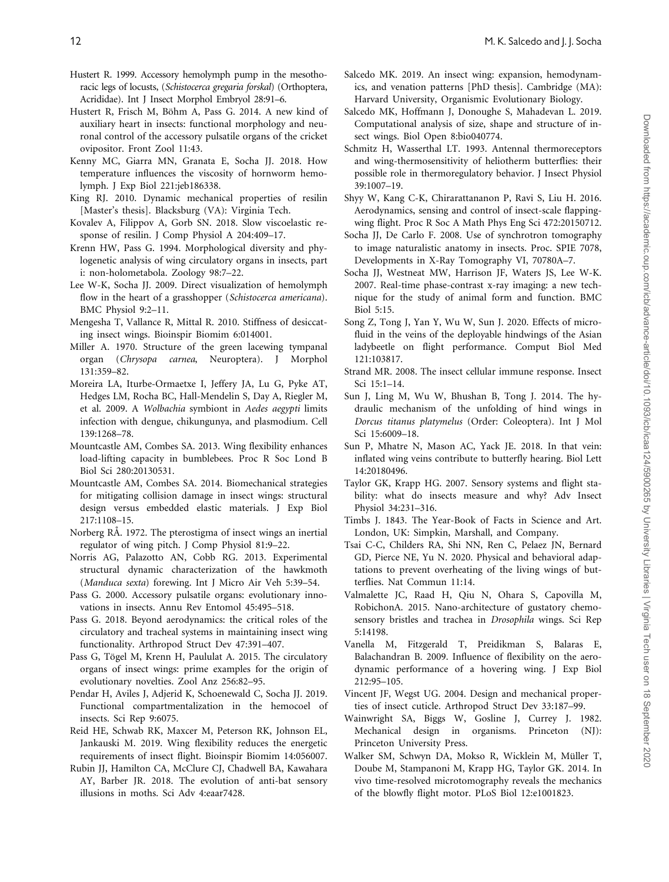Hustert R. 1999. Accessory hemolymph pump in the mesothoracic legs of locusts, (*Schistocerca gregaria forskal*) (Orthoptera, Acrididae). Int J Insect Morphol Embryol 28:91–6.

Hustert R, Frisch M, Böhm A, Pass G. 2014. A new kind of auxiliary heart in insects: functional morphology and neuronal control of the accessory pulsatile organs of the cricket ovipositor. Front Zool 11:43.

Kenny MC, Giarra MN, Granata E, Socha JJ. 2018. How temperature influences the viscosity of hornworm hemolymph. J Exp Biol 221:jeb186338.

King RJ. 2010. Dynamic mechanical properties of resilin [Master's thesis]. Blacksburg (VA): Virginia Tech.

Kovalev A, Filippov A, Gorb SN. 2018. Slow viscoelastic response of resilin. J Comp Physiol A 204:409–17.

Krenn HW, Pass G. 1994. Morphological diversity and phylogenetic analysis of wing circulatory organs in insects, part i: non-holometabola. Zoology 98:7–22.

Lee W-K, Socha JJ. 2009. Direct visualization of hemolymph flow in the heart of a grasshopper (*Schistocerca americana*). BMC Physiol 9:2–11.

Mengesha T, Vallance R, Mittal R. 2010. Stiffness of desiccating insect wings. Bioinspir Biomim 6:014001.

Miller A. 1970. Structure of the green lacewing tympanal organ (*Chrysopa carnea*, Neuroptera). J Morphol 131:359–82.

Moreira LA, Iturbe-Ormaetxe I, Jeffery JA, Lu G, Pyke AT, Hedges LM, Rocha BC, Hall-Mendelin S, Day A, Riegler M, et al. 2009. A *Wolbachia* symbiont in *Aedes aegypti* limits infection with dengue, chikungunya, and plasmodium. Cell 139:1268–78.

Mountcastle AM, Combes SA. 2013. Wing flexibility enhances load-lifting capacity in bumblebees. Proc R Soc Lond B Biol Sci 280:20130531.

Mountcastle AM, Combes SA. 2014. Biomechanical strategies for mitigating collision damage in insect wings: structural design versus embedded elastic materials. J Exp Biol 217:1108–15.

Norberg RÅ. 1972. The pterostigma of insect wings an inertial regulator of wing pitch. J Comp Physiol 81:9–22.

Norris AG, Palazotto AN, Cobb RG. 2013. Experimental structural dynamic characterization of the hawkmoth (*Manduca sexta*) forewing. Int J Micro Air Veh 5:39–54.

Pass G. 2000. Accessory pulsatile organs: evolutionary innovations in insects. Annu Rev Entomol 45:495–518.

Pass G. 2018. Beyond aerodynamics: the critical roles of the circulatory and tracheal systems in maintaining insect wing functionality. Arthropod Struct Dev 47:391–407.

Pass G, Tögel M, Krenn H, Paululat A. 2015. The circulatory organs of insect wings: prime examples for the origin of evolutionary novelties. Zool Anz 256:82–95.

Pendar H, Aviles J, Adjerid K, Schoenewald C, Socha JJ. 2019. Functional compartmentalization in the hemocoel of insects. Sci Rep 9:6075.

Reid HE, Schwab RK, Maxcer M, Peterson RK, Johnson EL, Jankauski M. 2019. Wing flexibility reduces the energetic requirements of insect flight. Bioinspir Biomim 14:056007.

Rubin JJ, Hamilton CA, McClure CJ, Chadwell BA, Kawahara AY, Barber JR. 2018. The evolution of anti-bat sensory illusions in moths. Sci Adv 4:eaar7428.

Salcedo MK. 2019. An insect wing: expansion, hemodynamics, and venation patterns [PhD thesis]. Cambridge (MA): Harvard University, Organismic Evolutionary Biology.

Salcedo MK, Hoffmann J, Donoughe S, Mahadevan L. 2019. Computational analysis of size, shape and structure of insect wings. Biol Open 8:bio040774.

Schmitz H, Wasserthal LT. 1993. Antennal thermoreceptors and wing-thermosensitivity of heliotherm butterflies: their possible role in thermoregulatory behavior. J Insect Physiol 39:1007–19.

Shyy W, Kang C-K, Chirarattananon P, Ravi S, Liu H. 2016. Aerodynamics, sensing and control of insect-scale flapping-wing flight. Proc R Soc A Math Phys Eng Sci 472:20150712.

Socha JJ, De Carlo F. 2008. Use of synchrotron tomography to image naturalistic anatomy in insects. Proc. SPIE 7078, Developments in X-Ray Tomography VI, 70780A–7.

Socha JJ, Westneat MW, Harrison JF, Waters JS, Lee W-K. 2007. Real-time phase-contrast x-ray imaging: a new technique for the study of animal form and function. BMC Biol 5:15.

Song Z, Tong J, Yan Y, Wu W, Sun J. 2020. Effects of microfluid in the veins of the deployable hindwings of the Asian ladybeetle on flight performance. Comput Biol Med 121:103817.

Strand MR. 2008. The insect cellular immune response. Insect Sci 15:1–14.

Sun J, Ling M, Wu W, Bhushan B, Tong J. 2014. The hydraulic mechanism of the unfolding of hind wings in *Dorcus titanus platymelus* (Order: Coleoptera). Int J Mol Sci 15:6009–18.

Sun P, Mhatre N, Mason AC, Yack JE. 2018. In that vein: inflated wing veins contribute to butterfly hearing. Biol Lett 14:20180496.

Taylor GK, Krapp HG. 2007. Sensory systems and flight stability: what do insects measure and why? Adv Insect Physiol 34:231–316.

Timbs J. 1843. The Year-Book of Facts in Science and Art. London, UK: Simpkin, Marshall, and Company.

Tsai C-C, Childers RA, Shi NN, Ren C, Pelaez JN, Bernard GD, Pierce NE, Yu N. 2020. Physical and behavioral adaptations to prevent overheating of the living wings of butterflies. Nat Commun 11:14.

Valmalette JC, Raad H, Qiu N, Ohara S, Capovilla M, RobichonA. 2015. Nano-architecture of gustatory chemosensory bristles and trachea in *Drosophila* wings. Sci Rep 5:14198.

Vanella M, Fitzgerald T, Preidikman S, Balaras E, Balachandran B. 2009. Influence of flexibility on the aerodynamic performance of a hovering wing. J Exp Biol 212:95–105.

Vincent JF, Wegst UG. 2004. Design and mechanical properties of insect cuticle. Arthropod Struct Dev 33:187–99.

Wainwright SA, Biggs W, Gosline J, Currey J. 1982. Mechanical design in organisms. Princeton (NJ): Princeton University Press.

Walker SM, Schwyn DA, Mokso R, Wicklein M, Müller T, Doube M, Stampanoni M, Krapp HG, Taylor GK. 2014. In vivo time-resolved microtomography reveals the mechanics of the blowfly flight motor. PLoS Biol 12:e1001823.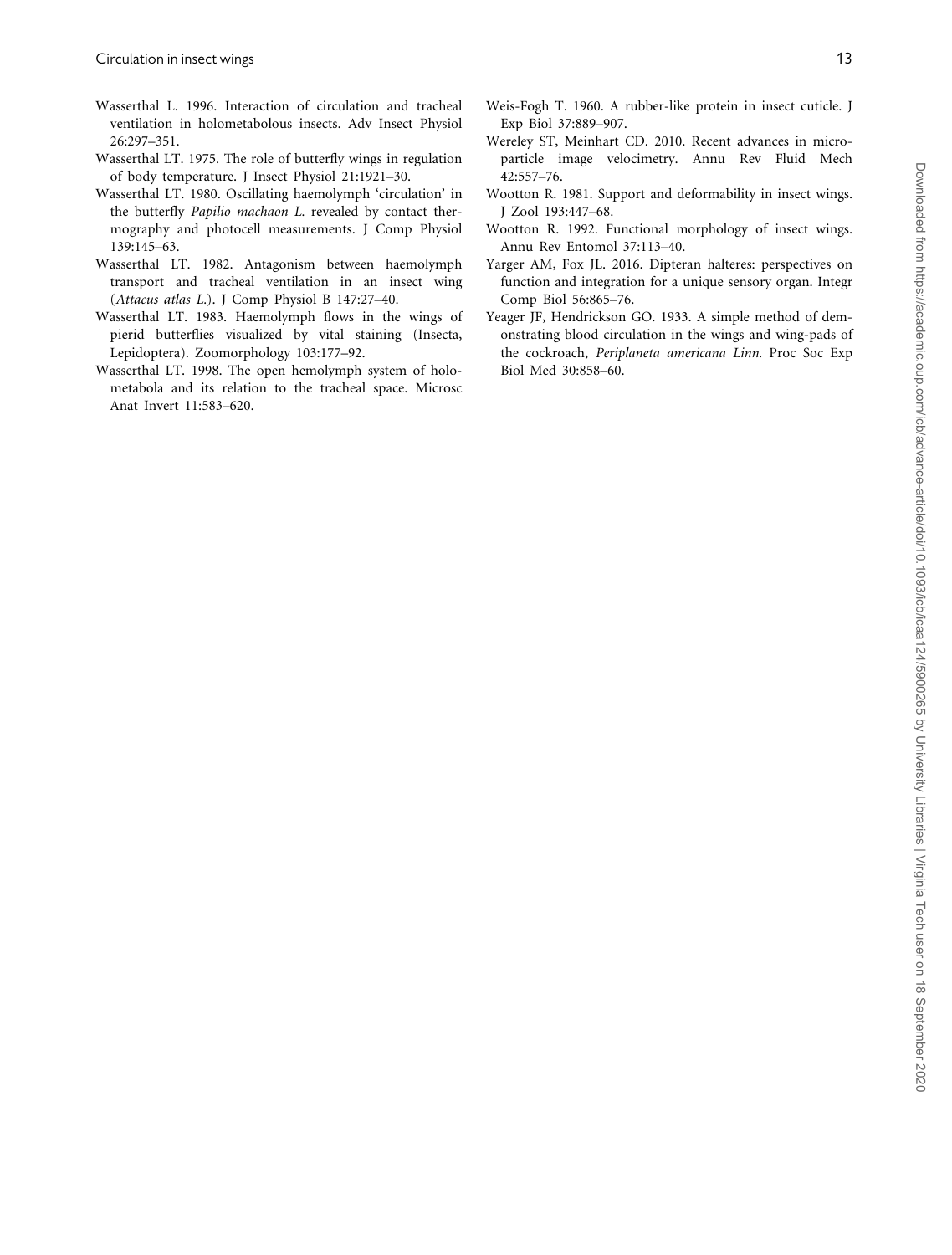Wasserthal L. 1996. Interaction of circulation and tracheal ventilation in holometabolous insects. Adv Insect Physiol 26:297–351.

Wasserthal LT. 1975. The role of butterfly wings in regulation of body temperature. J Insect Physiol 21:1921–30.

Wasserthal LT. 1980. Oscillating haemolymph 'circulation' in the butterfly *Papilio machaon L.* revealed by contact thermography and photocell measurements. J Comp Physiol 139:145–63.

Wasserthal LT. 1982. Antagonism between haemolymph transport and tracheal ventilation in an insect wing (*Attacus atlas L.*). J Comp Physiol B 147:27–40.

Wasserthal LT. 1983. Haemolymph flows in the wings of pierid butterflies visualized by vital staining (Insecta, Lepidoptera). Zoomorphology 103:177–92.

Wasserthal LT. 1998. The open hemolymph system of holometabola and its relation to the tracheal space. Microsc Anat Invert 11:583–620.

Weis-Fogh T. 1960. A rubber-like protein in insect cuticle. J Exp Biol 37:889–907.

Wereley ST, Meinhart CD. 2010. Recent advances in micro-particle image velocimetry. Annu Rev Fluid Mech 42:557–76.

Wootton R. 1981. Support and deformability in insect wings. J Zool 193:447–68.

Wootton R. 1992. Functional morphology of insect wings. Annu Rev Entomol 37:113–40.

Yarger AM, Fox JL. 2016. Dipteran halteres: perspectives on function and integration for a unique sensory organ. Integr Comp Biol 56:865–76.

Yeager JF, Hendrickson GO. 1933. A simple method of demonstrating blood circulation in the wings and wing-pads of the cockroach, *Periplaneta americana Linn*. Proc Soc Exp Biol Med 30:858–60.